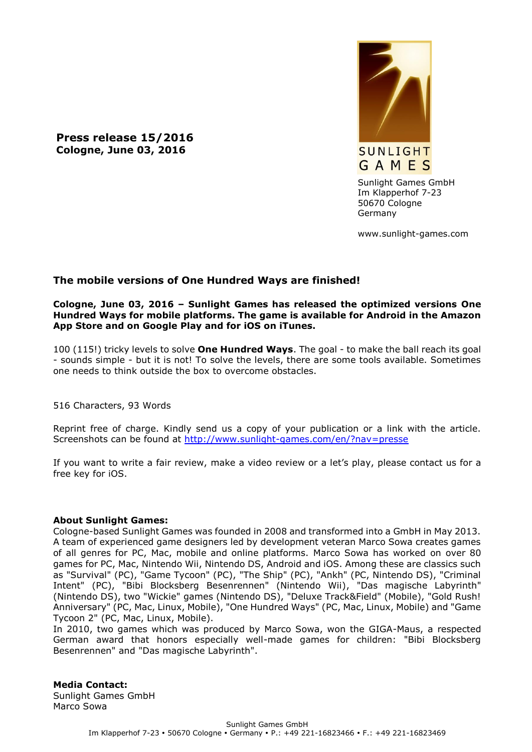**Press release 15/2016**
**Cologne, June 03, 2016**

SUNLIGHT GAMES

Sunlight Games GmbH
Im Klapperhof 7-23
50670 Cologne
Germany

www.sunlight-games.com

## The mobile versions of One Hundred Ways are finished!

**Cologne, June 03, 2016 – Sunlight Games has released the optimized versions One Hundred Ways for mobile platforms. The game is available for Android in the Amazon App Store and on Google Play and for iOS on iTunes.**

100 (115!) tricky levels to solve **One Hundred Ways**. The goal - to make the ball reach its goal - sounds simple - but it is not! To solve the levels, there are some tools available. Sometimes one needs to think outside the box to overcome obstacles.

516 Characters, 93 Words

Reprint free of charge. Kindly send us a copy of your publication or a link with the article. Screenshots can be found at http://www.sunlight-games.com/en/?nav=presse

If you want to write a fair review, make a video review or a let's play, please contact us for a free key for iOS.

**About Sunlight Games:**
Cologne-based Sunlight Games was founded in 2008 and transformed into a GmbH in May 2013. A team of experienced game designers led by development veteran Marco Sowa creates games of all genres for PC, Mac, mobile and online platforms. Marco Sowa has worked on over 80 games for PC, Mac, Nintendo Wii, Nintendo DS, Android and iOS. Among these are classics such as "Survival" (PC), "Game Tycoon" (PC), "The Ship" (PC), "Ankh" (PC, Nintendo DS), "Criminal Intent" (PC), "Bibi Blocksberg Besenrennen" (Nintendo Wii), "Das magische Labyrinth" (Nintendo DS), two "Wickie" games (Nintendo DS), "Deluxe Track&Field" (Mobile), "Gold Rush! Anniversary" (PC, Mac, Linux, Mobile), "One Hundred Ways" (PC, Mac, Linux, Mobile) and "Game Tycoon 2" (PC, Mac, Linux, Mobile).
In 2010, two games which was produced by Marco Sowa, won the GIGA-Maus, a respected German award that honors especially well-made games for children: "Bibi Blocksberg Besenrennen" and "Das magische Labyrinth".

**Media Contact:**
Sunlight Games GmbH
Marco Sowa

Sunlight Games GmbH
Im Klapperhof 7-23 • 50670 Cologne • Germany • P.: +49 221-16823466 • F.: +49 221-16823469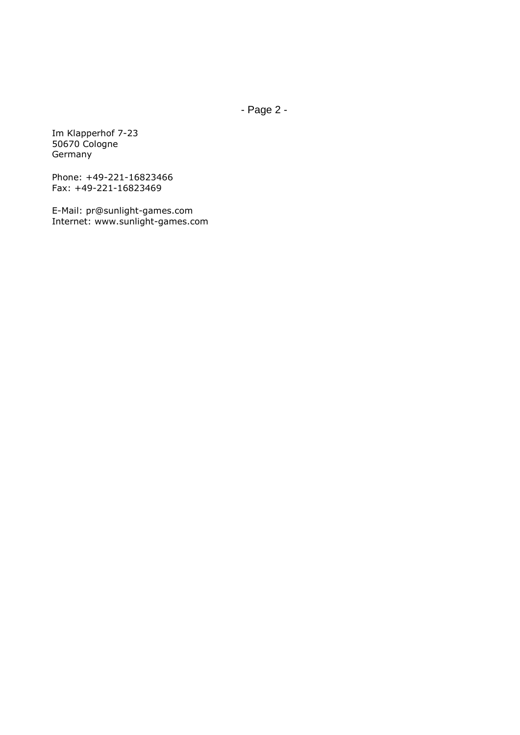Im Klapperhof 7-23
50670 Cologne
Germany

Phone: +49-221-16823466
Fax: +49-221-16823469

E-Mail: pr@sunlight-games.com
Internet: www.sunlight-games.com